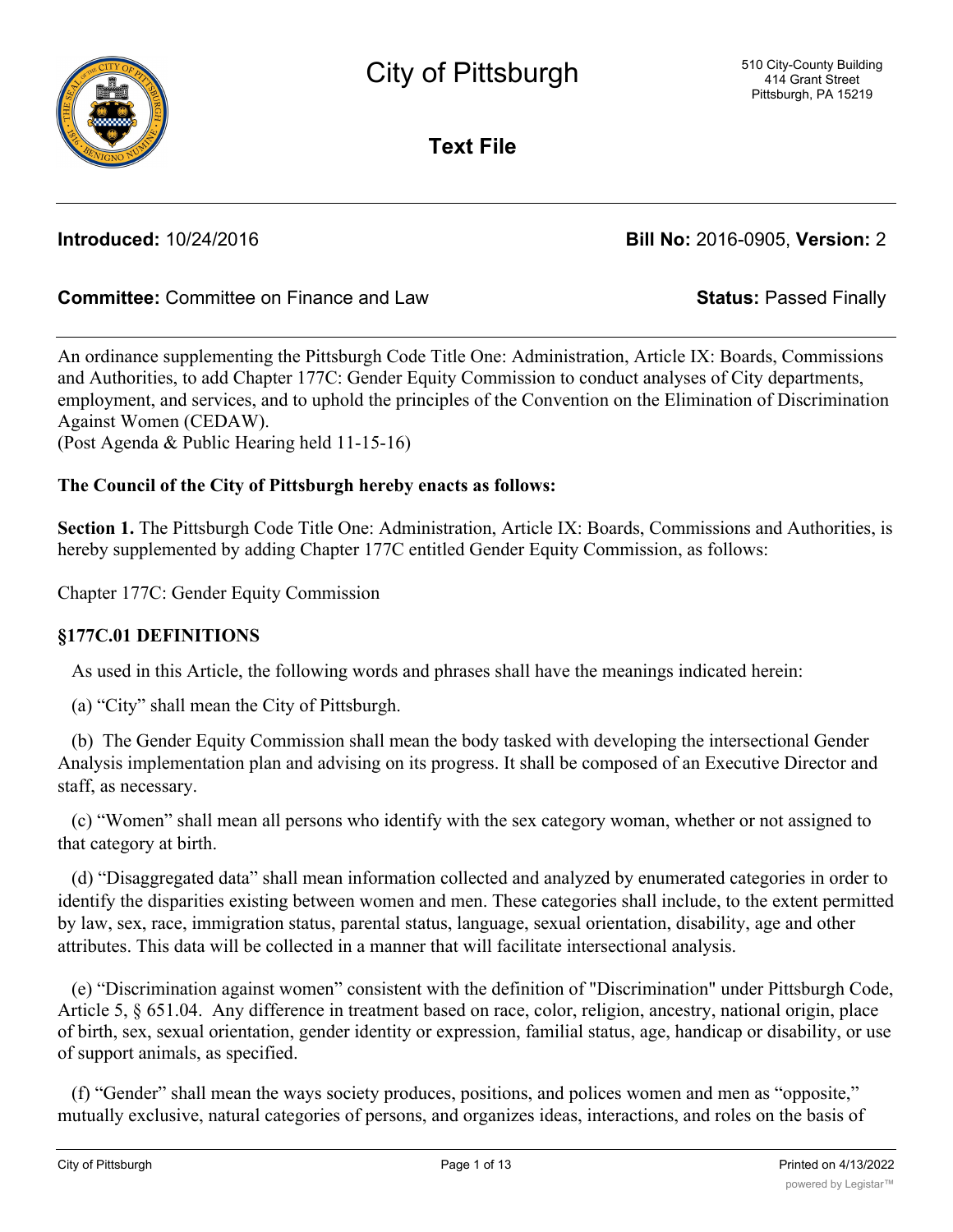# City of Pittsburgh

510 City-County Building
414 Grant Street
Pittsburgh, PA 15219

## Text File

**Introduced:** 10/24/2016 **Bill No:** 2016-0905, **Version:** 2

**Committee:** Committee on Finance and Law **Status:** Passed Finally

An ordinance supplementing the Pittsburgh Code Title One: Administration, Article IX: Boards, Commissions and Authorities, to add Chapter 177C: Gender Equity Commission to conduct analyses of City departments, employment, and services, and to uphold the principles of the Convention on the Elimination of Discrimination Against Women (CEDAW).
(Post Agenda & Public Hearing held 11-15-16)

**The Council of the City of Pittsburgh hereby enacts as follows:**

**Section 1.** The Pittsburgh Code Title One: Administration, Article IX: Boards, Commissions and Authorities, is hereby supplemented by adding Chapter 177C entitled Gender Equity Commission, as follows:

Chapter 177C: Gender Equity Commission

### §177C.01 DEFINITIONS

As used in this Article, the following words and phrases shall have the meanings indicated herein:

(a) "City" shall mean the City of Pittsburgh.

(b) The Gender Equity Commission shall mean the body tasked with developing the intersectional Gender Analysis implementation plan and advising on its progress. It shall be composed of an Executive Director and staff, as necessary.

(c) "Women" shall mean all persons who identify with the sex category woman, whether or not assigned to that category at birth.

(d) "Disaggregated data" shall mean information collected and analyzed by enumerated categories in order to identify the disparities existing between women and men. These categories shall include, to the extent permitted by law, sex, race, immigration status, parental status, language, sexual orientation, disability, age and other attributes. This data will be collected in a manner that will facilitate intersectional analysis.

(e) "Discrimination against women" consistent with the definition of "Discrimination" under Pittsburgh Code, Article 5, § 651.04. Any difference in treatment based on race, color, religion, ancestry, national origin, place of birth, sex, sexual orientation, gender identity or expression, familial status, age, handicap or disability, or use of support animals, as specified.

(f) "Gender" shall mean the ways society produces, positions, and polices women and men as "opposite," mutually exclusive, natural categories of persons, and organizes ideas, interactions, and roles on the basis of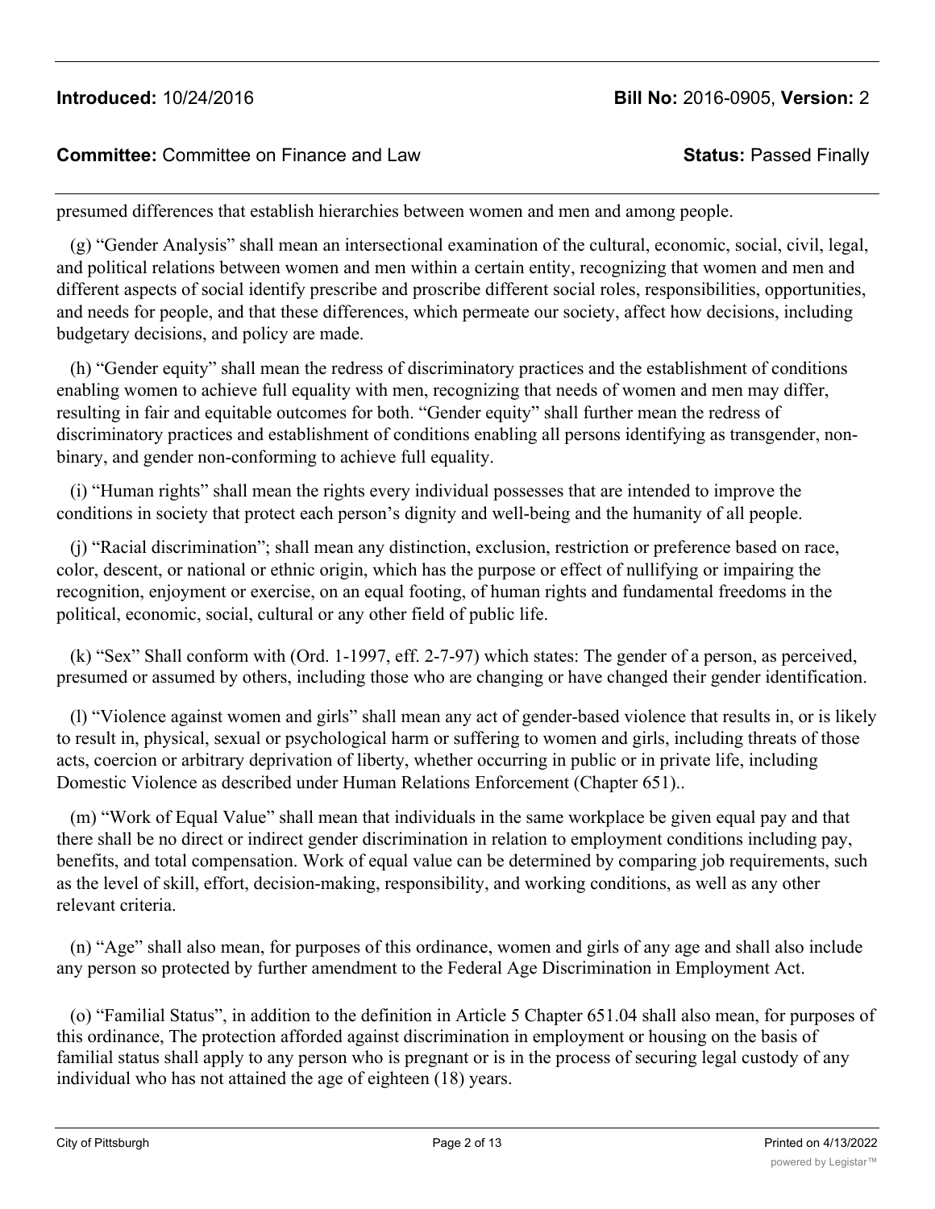presumed differences that establish hierarchies between women and men and among people.

(g) "Gender Analysis" shall mean an intersectional examination of the cultural, economic, social, civil, legal, and political relations between women and men within a certain entity, recognizing that women and men and different aspects of social identify prescribe and proscribe different social roles, responsibilities, opportunities, and needs for people, and that these differences, which permeate our society, affect how decisions, including budgetary decisions, and policy are made.

(h) "Gender equity" shall mean the redress of discriminatory practices and the establishment of conditions enabling women to achieve full equality with men, recognizing that needs of women and men may differ, resulting in fair and equitable outcomes for both. "Gender equity" shall further mean the redress of discriminatory practices and establishment of conditions enabling all persons identifying as transgender, non-binary, and gender non-conforming to achieve full equality.

(i) "Human rights" shall mean the rights every individual possesses that are intended to improve the conditions in society that protect each person's dignity and well-being and the humanity of all people.

(j) "Racial discrimination"; shall mean any distinction, exclusion, restriction or preference based on race, color, descent, or national or ethnic origin, which has the purpose or effect of nullifying or impairing the recognition, enjoyment or exercise, on an equal footing, of human rights and fundamental freedoms in the political, economic, social, cultural or any other field of public life.

(k) "Sex" Shall conform with (Ord. 1-1997, eff. 2-7-97) which states: The gender of a person, as perceived, presumed or assumed by others, including those who are changing or have changed their gender identification.

(l) "Violence against women and girls" shall mean any act of gender-based violence that results in, or is likely to result in, physical, sexual or psychological harm or suffering to women and girls, including threats of those acts, coercion or arbitrary deprivation of liberty, whether occurring in public or in private life, including Domestic Violence as described under Human Relations Enforcement (Chapter 651)..

(m) "Work of Equal Value" shall mean that individuals in the same workplace be given equal pay and that there shall be no direct or indirect gender discrimination in relation to employment conditions including pay, benefits, and total compensation. Work of equal value can be determined by comparing job requirements, such as the level of skill, effort, decision-making, responsibility, and working conditions, as well as any other relevant criteria.

(n) "Age" shall also mean, for purposes of this ordinance, women and girls of any age and shall also include any person so protected by further amendment to the Federal Age Discrimination in Employment Act.

(o) "Familial Status", in addition to the definition in Article 5 Chapter 651.04 shall also mean, for purposes of this ordinance, The protection afforded against discrimination in employment or housing on the basis of familial status shall apply to any person who is pregnant or is in the process of securing legal custody of any individual who has not attained the age of eighteen (18) years.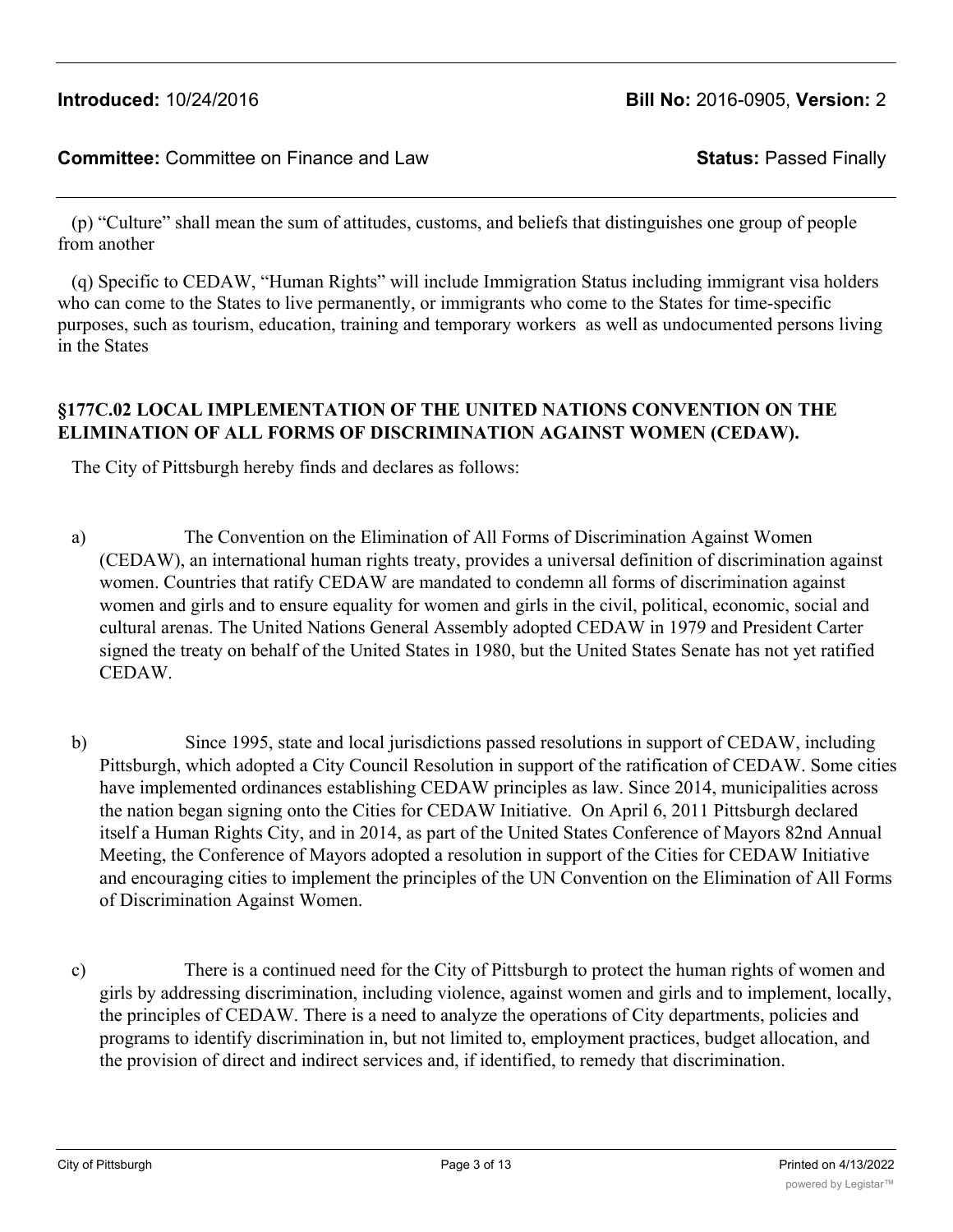(p) "Culture" shall mean the sum of attitudes, customs, and beliefs that distinguishes one group of people from another

(q) Specific to CEDAW, "Human Rights" will include Immigration Status including immigrant visa holders who can come to the States to live permanently, or immigrants who come to the States for time-specific purposes, such as tourism, education, training and temporary workers as well as undocumented persons living in the States

### §177C.02 LOCAL IMPLEMENTATION OF THE UNITED NATIONS CONVENTION ON THE ELIMINATION OF ALL FORMS OF DISCRIMINATION AGAINST WOMEN (CEDAW).

The City of Pittsburgh hereby finds and declares as follows:

a) The Convention on the Elimination of All Forms of Discrimination Against Women (CEDAW), an international human rights treaty, provides a universal definition of discrimination against women. Countries that ratify CEDAW are mandated to condemn all forms of discrimination against women and girls and to ensure equality for women and girls in the civil, political, economic, social and cultural arenas. The United Nations General Assembly adopted CEDAW in 1979 and President Carter signed the treaty on behalf of the United States in 1980, but the United States Senate has not yet ratified CEDAW.

b) Since 1995, state and local jurisdictions passed resolutions in support of CEDAW, including Pittsburgh, which adopted a City Council Resolution in support of the ratification of CEDAW. Some cities have implemented ordinances establishing CEDAW principles as law. Since 2014, municipalities across the nation began signing onto the Cities for CEDAW Initiative. On April 6, 2011 Pittsburgh declared itself a Human Rights City, and in 2014, as part of the United States Conference of Mayors 82nd Annual Meeting, the Conference of Mayors adopted a resolution in support of the Cities for CEDAW Initiative and encouraging cities to implement the principles of the UN Convention on the Elimination of All Forms of Discrimination Against Women.

c) There is a continued need for the City of Pittsburgh to protect the human rights of women and girls by addressing discrimination, including violence, against women and girls and to implement, locally, the principles of CEDAW. There is a need to analyze the operations of City departments, policies and programs to identify discrimination in, but not limited to, employment practices, budget allocation, and the provision of direct and indirect services and, if identified, to remedy that discrimination.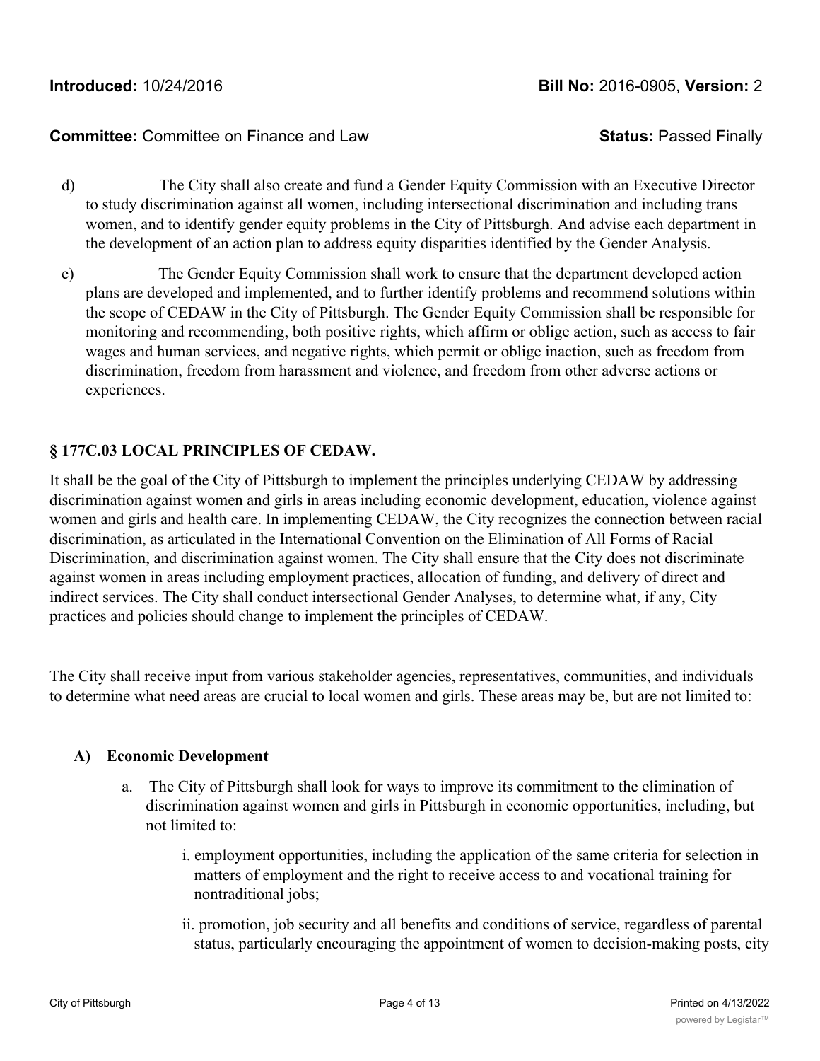d) The City shall also create and fund a Gender Equity Commission with an Executive Director to study discrimination against all women, including intersectional discrimination and including trans women, and to identify gender equity problems in the City of Pittsburgh. And advise each department in the development of an action plan to address equity disparities identified by the Gender Analysis.

e) The Gender Equity Commission shall work to ensure that the department developed action plans are developed and implemented, and to further identify problems and recommend solutions within the scope of CEDAW in the City of Pittsburgh. The Gender Equity Commission shall be responsible for monitoring and recommending, both positive rights, which affirm or oblige action, such as access to fair wages and human services, and negative rights, which permit or oblige inaction, such as freedom from discrimination, freedom from harassment and violence, and freedom from other adverse actions or experiences.

## § 177C.03 LOCAL PRINCIPLES OF CEDAW.

It shall be the goal of the City of Pittsburgh to implement the principles underlying CEDAW by addressing discrimination against women and girls in areas including economic development, education, violence against women and girls and health care. In implementing CEDAW, the City recognizes the connection between racial discrimination, as articulated in the International Convention on the Elimination of All Forms of Racial Discrimination, and discrimination against women. The City shall ensure that the City does not discriminate against women in areas including employment practices, allocation of funding, and delivery of direct and indirect services. The City shall conduct intersectional Gender Analyses, to determine what, if any, City practices and policies should change to implement the principles of CEDAW.

The City shall receive input from various stakeholder agencies, representatives, communities, and individuals to determine what need areas are crucial to local women and girls. These areas may be, but are not limited to:

**A) Economic Development**

a. The City of Pittsburgh shall look for ways to improve its commitment to the elimination of discrimination against women and girls in Pittsburgh in economic opportunities, including, but not limited to:

i. employment opportunities, including the application of the same criteria for selection in matters of employment and the right to receive access to and vocational training for nontraditional jobs;

ii. promotion, job security and all benefits and conditions of service, regardless of parental status, particularly encouraging the appointment of women to decision-making posts, city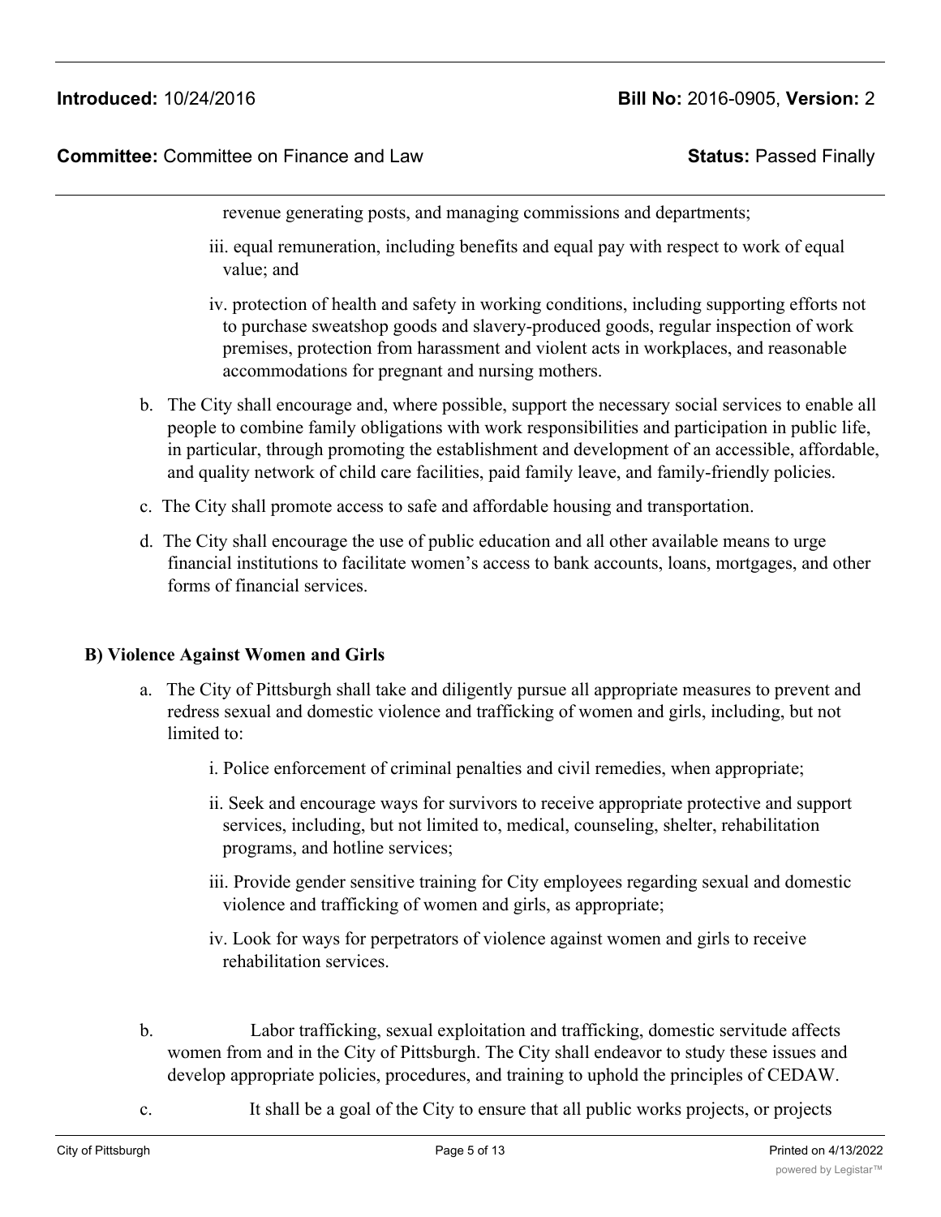revenue generating posts, and managing commissions and departments;

iii. equal remuneration, including benefits and equal pay with respect to work of equal value; and

iv. protection of health and safety in working conditions, including supporting efforts not to purchase sweatshop goods and slavery-produced goods, regular inspection of work premises, protection from harassment and violent acts in workplaces, and reasonable accommodations for pregnant and nursing mothers.

b. The City shall encourage and, where possible, support the necessary social services to enable all people to combine family obligations with work responsibilities and participation in public life, in particular, through promoting the establishment and development of an accessible, affordable, and quality network of child care facilities, paid family leave, and family-friendly policies.

c. The City shall promote access to safe and affordable housing and transportation.

d. The City shall encourage the use of public education and all other available means to urge financial institutions to facilitate women's access to bank accounts, loans, mortgages, and other forms of financial services.

**B) Violence Against Women and Girls**

a. The City of Pittsburgh shall take and diligently pursue all appropriate measures to prevent and redress sexual and domestic violence and trafficking of women and girls, including, but not limited to:

i. Police enforcement of criminal penalties and civil remedies, when appropriate;

ii. Seek and encourage ways for survivors to receive appropriate protective and support services, including, but not limited to, medical, counseling, shelter, rehabilitation programs, and hotline services;

iii. Provide gender sensitive training for City employees regarding sexual and domestic violence and trafficking of women and girls, as appropriate;

iv. Look for ways for perpetrators of violence against women and girls to receive rehabilitation services.

b. Labor trafficking, sexual exploitation and trafficking, domestic servitude affects women from and in the City of Pittsburgh. The City shall endeavor to study these issues and develop appropriate policies, procedures, and training to uphold the principles of CEDAW.

c. It shall be a goal of the City to ensure that all public works projects, or projects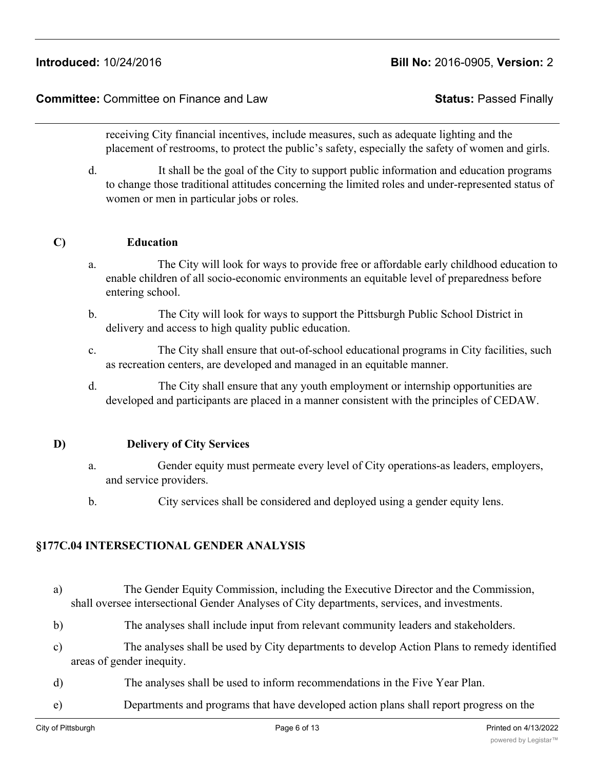receiving City financial incentives, include measures, such as adequate lighting and the placement of restrooms, to protect the public's safety, especially the safety of women and girls.

d. It shall be the goal of the City to support public information and education programs to change those traditional attitudes concerning the limited roles and under-represented status of women or men in particular jobs or roles.

**C) Education**

a. The City will look for ways to provide free or affordable early childhood education to enable children of all socio-economic environments an equitable level of preparedness before entering school.

b. The City will look for ways to support the Pittsburgh Public School District in delivery and access to high quality public education.

c. The City shall ensure that out-of-school educational programs in City facilities, such as recreation centers, are developed and managed in an equitable manner.

d. The City shall ensure that any youth employment or internship opportunities are developed and participants are placed in a manner consistent with the principles of CEDAW.

**D) Delivery of City Services**

a. Gender equity must permeate every level of City operations-as leaders, employers, and service providers.

b. City services shall be considered and deployed using a gender equity lens.

**§177C.04 INTERSECTIONAL GENDER ANALYSIS**

a) The Gender Equity Commission, including the Executive Director and the Commission, shall oversee intersectional Gender Analyses of City departments, services, and investments.

b) The analyses shall include input from relevant community leaders and stakeholders.

c) The analyses shall be used by City departments to develop Action Plans to remedy identified areas of gender inequity.

d) The analyses shall be used to inform recommendations in the Five Year Plan.

e) Departments and programs that have developed action plans shall report progress on the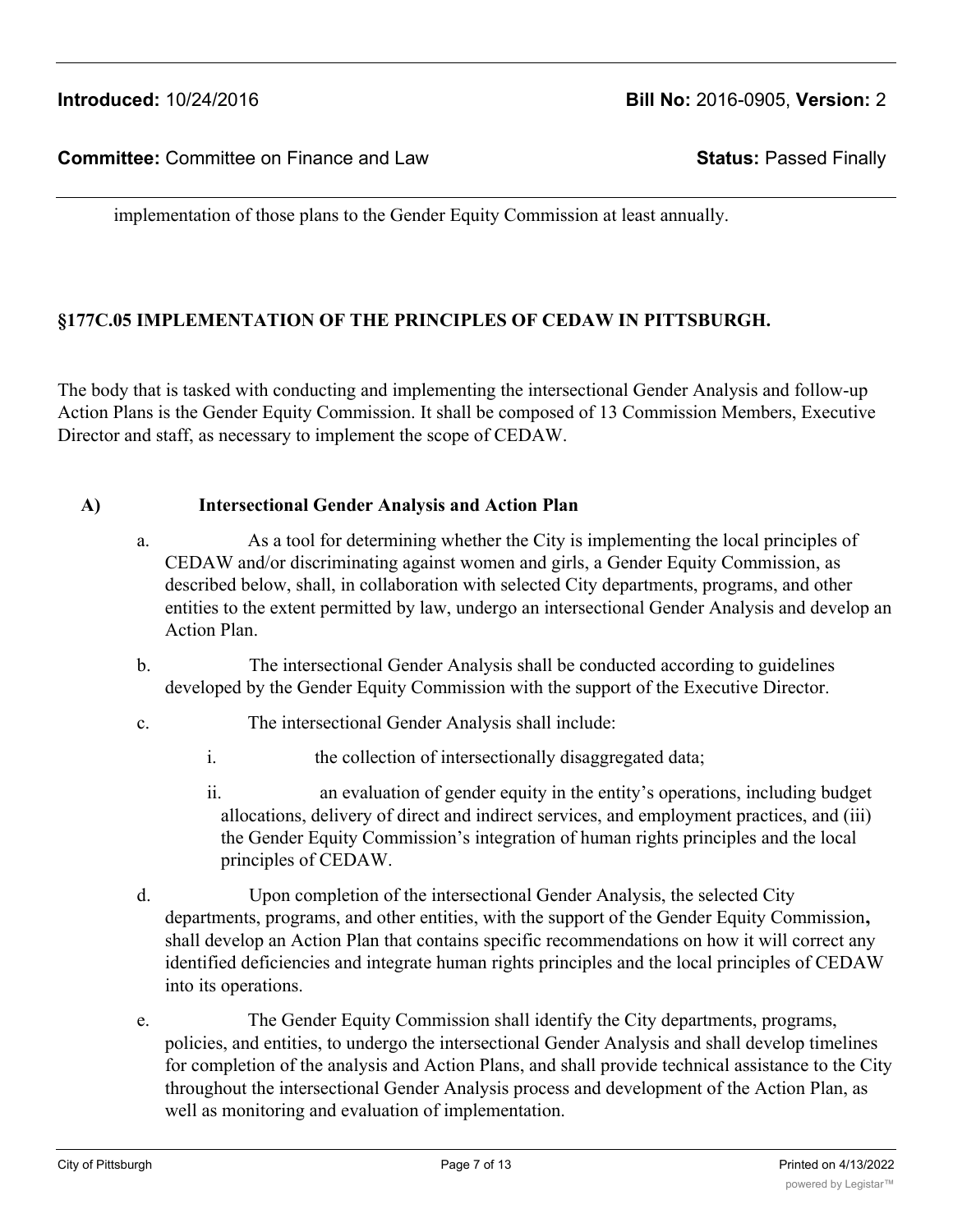implementation of those plans to the Gender Equity Commission at least annually.

### §177C.05 IMPLEMENTATION OF THE PRINCIPLES OF CEDAW IN PITTSBURGH.

The body that is tasked with conducting and implementing the intersectional Gender Analysis and follow-up Action Plans is the Gender Equity Commission. It shall be composed of 13 Commission Members, Executive Director and staff, as necessary to implement the scope of CEDAW.

**A) Intersectional Gender Analysis and Action Plan**

a. As a tool for determining whether the City is implementing the local principles of CEDAW and/or discriminating against women and girls, a Gender Equity Commission, as described below, shall, in collaboration with selected City departments, programs, and other entities to the extent permitted by law, undergo an intersectional Gender Analysis and develop an Action Plan.

b. The intersectional Gender Analysis shall be conducted according to guidelines developed by the Gender Equity Commission with the support of the Executive Director.

c. The intersectional Gender Analysis shall include:

  i. the collection of intersectionally disaggregated data;

  ii. an evaluation of gender equity in the entity's operations, including budget allocations, delivery of direct and indirect services, and employment practices, and (iii) the Gender Equity Commission's integration of human rights principles and the local principles of CEDAW.

d. Upon completion of the intersectional Gender Analysis, the selected City departments, programs, and other entities, with the support of the Gender Equity Commission**,** shall develop an Action Plan that contains specific recommendations on how it will correct any identified deficiencies and integrate human rights principles and the local principles of CEDAW into its operations.

e. The Gender Equity Commission shall identify the City departments, programs, policies, and entities, to undergo the intersectional Gender Analysis and shall develop timelines for completion of the analysis and Action Plans, and shall provide technical assistance to the City throughout the intersectional Gender Analysis process and development of the Action Plan, as well as monitoring and evaluation of implementation.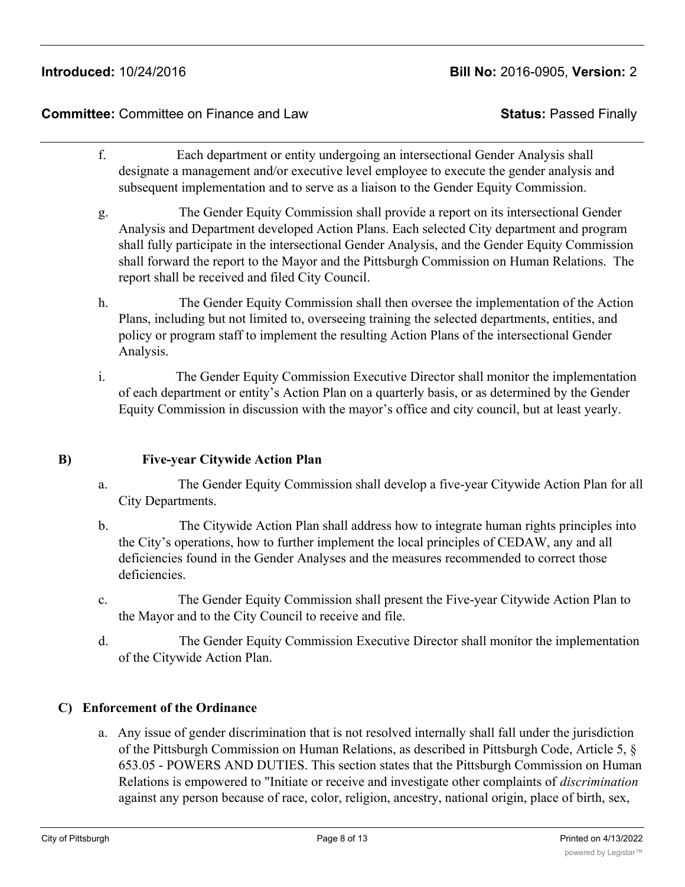f. Each department or entity undergoing an intersectional Gender Analysis shall designate a management and/or executive level employee to execute the gender analysis and subsequent implementation and to serve as a liaison to the Gender Equity Commission.

g. The Gender Equity Commission shall provide a report on its intersectional Gender Analysis and Department developed Action Plans. Each selected City department and program shall fully participate in the intersectional Gender Analysis, and the Gender Equity Commission shall forward the report to the Mayor and the Pittsburgh Commission on Human Relations. The report shall be received and filed City Council.

h. The Gender Equity Commission shall then oversee the implementation of the Action Plans, including but not limited to, overseeing training the selected departments, entities, and policy or program staff to implement the resulting Action Plans of the intersectional Gender Analysis.

i. The Gender Equity Commission Executive Director shall monitor the implementation of each department or entity's Action Plan on a quarterly basis, or as determined by the Gender Equity Commission in discussion with the mayor's office and city council, but at least yearly.

**B) Five-year Citywide Action Plan**

a. The Gender Equity Commission shall develop a five-year Citywide Action Plan for all City Departments.

b. The Citywide Action Plan shall address how to integrate human rights principles into the City's operations, how to further implement the local principles of CEDAW, any and all deficiencies found in the Gender Analyses and the measures recommended to correct those deficiencies.

c. The Gender Equity Commission shall present the Five-year Citywide Action Plan to the Mayor and to the City Council to receive and file.

d. The Gender Equity Commission Executive Director shall monitor the implementation of the Citywide Action Plan.

**C) Enforcement of the Ordinance**

a. Any issue of gender discrimination that is not resolved internally shall fall under the jurisdiction of the Pittsburgh Commission on Human Relations, as described in Pittsburgh Code, Article 5, § 653.05 - POWERS AND DUTIES. This section states that the Pittsburgh Commission on Human Relations is empowered to "Initiate or receive and investigate other complaints of *discrimination* against any person because of race, color, religion, ancestry, national origin, place of birth, sex,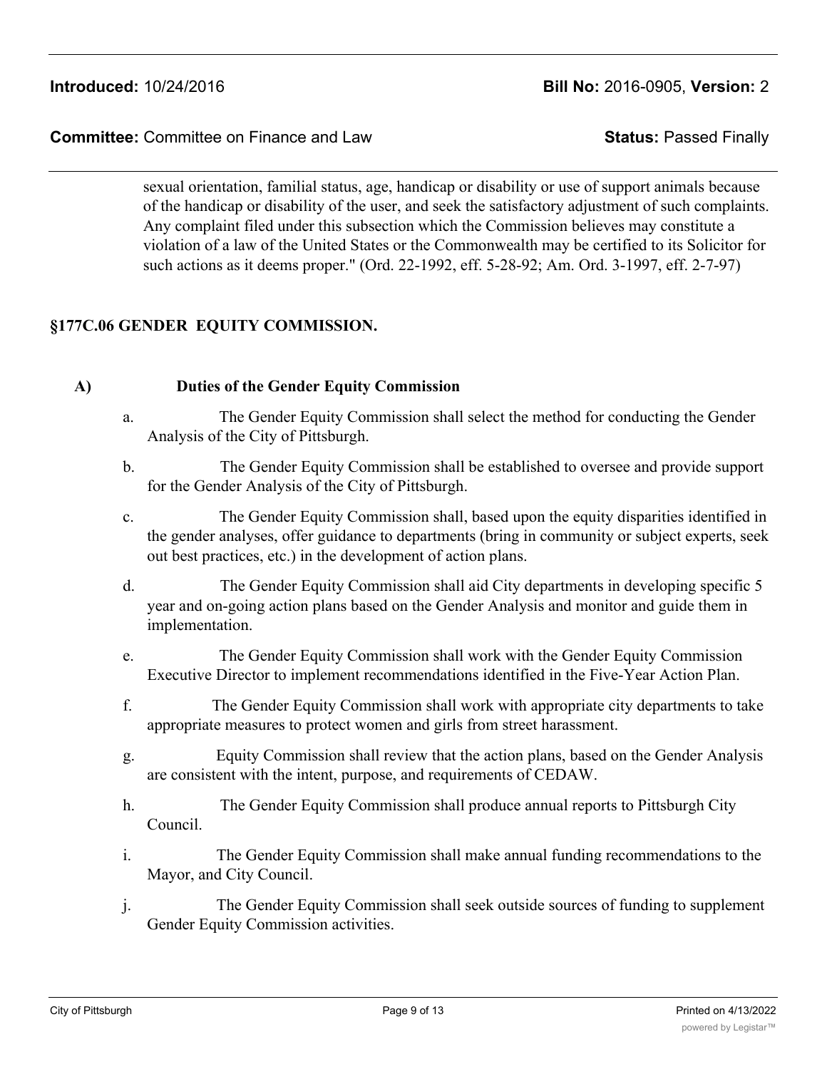sexual orientation, familial status, age, handicap or disability or use of support animals because of the handicap or disability of the user, and seek the satisfactory adjustment of such complaints. Any complaint filed under this subsection which the Commission believes may constitute a violation of a law of the United States or the Commonwealth may be certified to its Solicitor for such actions as it deems proper." (Ord. 22-1992, eff. 5-28-92; Am. Ord. 3-1997, eff. 2-7-97)

## §177C.06 GENDER EQUITY COMMISSION.

**A) Duties of the Gender Equity Commission**

a. The Gender Equity Commission shall select the method for conducting the Gender Analysis of the City of Pittsburgh.

b. The Gender Equity Commission shall be established to oversee and provide support for the Gender Analysis of the City of Pittsburgh.

c. The Gender Equity Commission shall, based upon the equity disparities identified in the gender analyses, offer guidance to departments (bring in community or subject experts, seek out best practices, etc.) in the development of action plans.

d. The Gender Equity Commission shall aid City departments in developing specific 5 year and on-going action plans based on the Gender Analysis and monitor and guide them in implementation.

e. The Gender Equity Commission shall work with the Gender Equity Commission Executive Director to implement recommendations identified in the Five-Year Action Plan.

f. The Gender Equity Commission shall work with appropriate city departments to take appropriate measures to protect women and girls from street harassment.

g. Equity Commission shall review that the action plans, based on the Gender Analysis are consistent with the intent, purpose, and requirements of CEDAW.

h. The Gender Equity Commission shall produce annual reports to Pittsburgh City Council.

i. The Gender Equity Commission shall make annual funding recommendations to the Mayor, and City Council.

j. The Gender Equity Commission shall seek outside sources of funding to supplement Gender Equity Commission activities.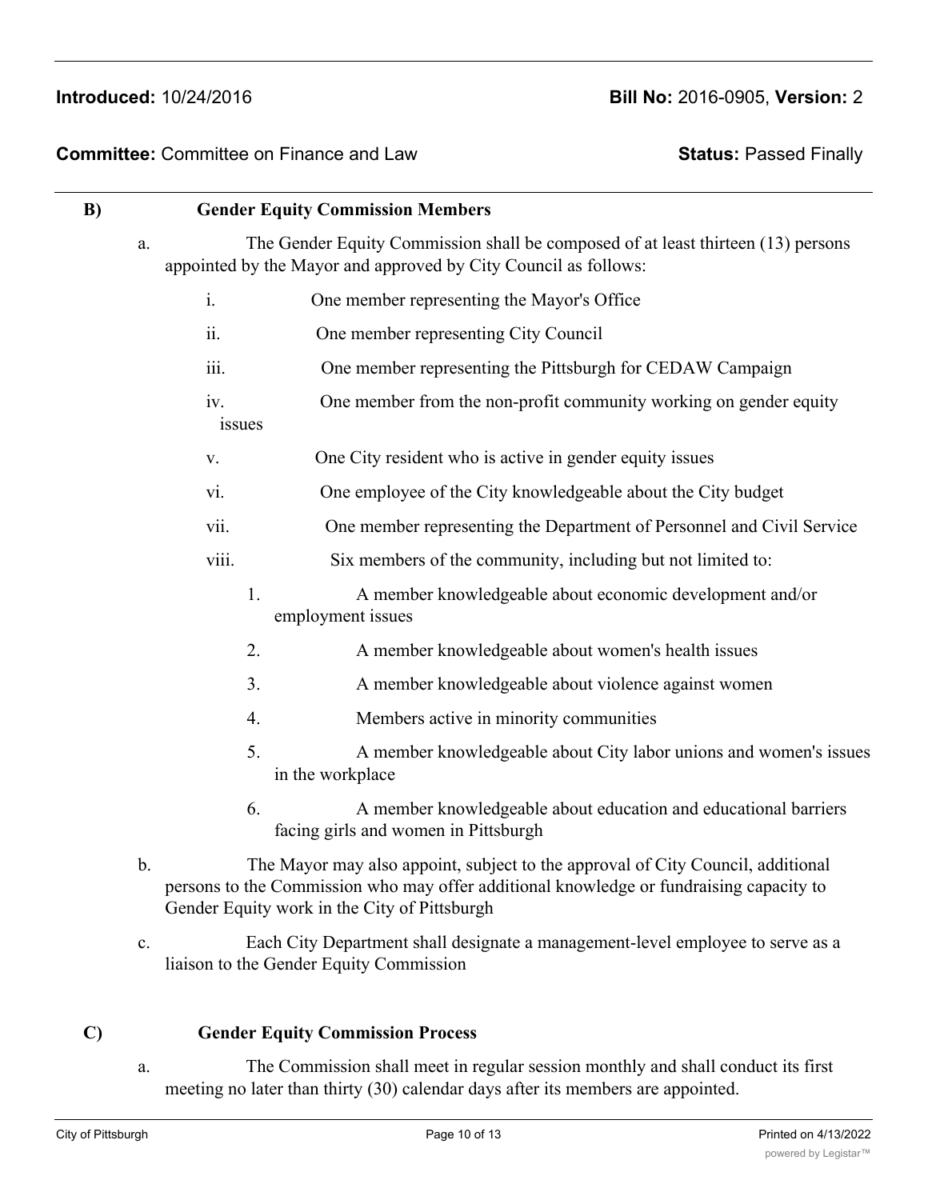**B) Gender Equity Commission Members**

a. The Gender Equity Commission shall be composed of at least thirteen (13) persons appointed by the Mayor and approved by City Council as follows:

i. One member representing the Mayor's Office

ii. One member representing City Council

iii. One member representing the Pittsburgh for CEDAW Campaign

iv. One member from the non-profit community working on gender equity issues

v. One City resident who is active in gender equity issues

vi. One employee of the City knowledgeable about the City budget

vii. One member representing the Department of Personnel and Civil Service

viii. Six members of the community, including but not limited to:

1. A member knowledgeable about economic development and/or employment issues

2. A member knowledgeable about women's health issues

3. A member knowledgeable about violence against women

4. Members active in minority communities

5. A member knowledgeable about City labor unions and women's issues in the workplace

6. A member knowledgeable about education and educational barriers facing girls and women in Pittsburgh

b. The Mayor may also appoint, subject to the approval of City Council, additional persons to the Commission who may offer additional knowledge or fundraising capacity to Gender Equity work in the City of Pittsburgh

c. Each City Department shall designate a management-level employee to serve as a liaison to the Gender Equity Commission

**C) Gender Equity Commission Process**

a. The Commission shall meet in regular session monthly and shall conduct its first meeting no later than thirty (30) calendar days after its members are appointed.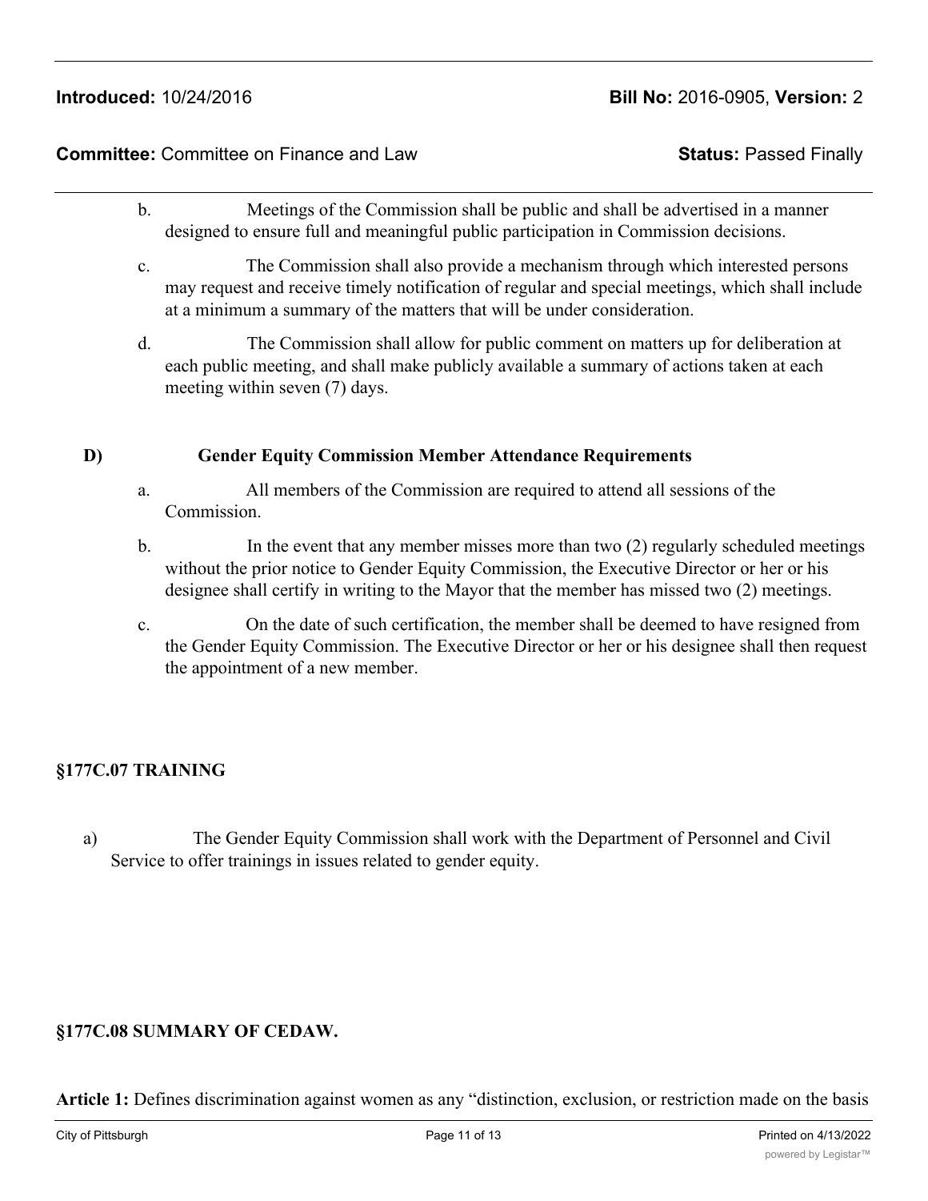b. Meetings of the Commission shall be public and shall be advertised in a manner designed to ensure full and meaningful public participation in Commission decisions.

c. The Commission shall also provide a mechanism through which interested persons may request and receive timely notification of regular and special meetings, which shall include at a minimum a summary of the matters that will be under consideration.

d. The Commission shall allow for public comment on matters up for deliberation at each public meeting, and shall make publicly available a summary of actions taken at each meeting within seven (7) days.

**D) Gender Equity Commission Member Attendance Requirements**

a. All members of the Commission are required to attend all sessions of the Commission.

b. In the event that any member misses more than two (2) regularly scheduled meetings without the prior notice to Gender Equity Commission, the Executive Director or her or his designee shall certify in writing to the Mayor that the member has missed two (2) meetings.

c. On the date of such certification, the member shall be deemed to have resigned from the Gender Equity Commission. The Executive Director or her or his designee shall then request the appointment of a new member.

## §177C.07 TRAINING

a) The Gender Equity Commission shall work with the Department of Personnel and Civil Service to offer trainings in issues related to gender equity.

## §177C.08 SUMMARY OF CEDAW.

**Article 1:** Defines discrimination against women as any “distinction, exclusion, or restriction made on the basis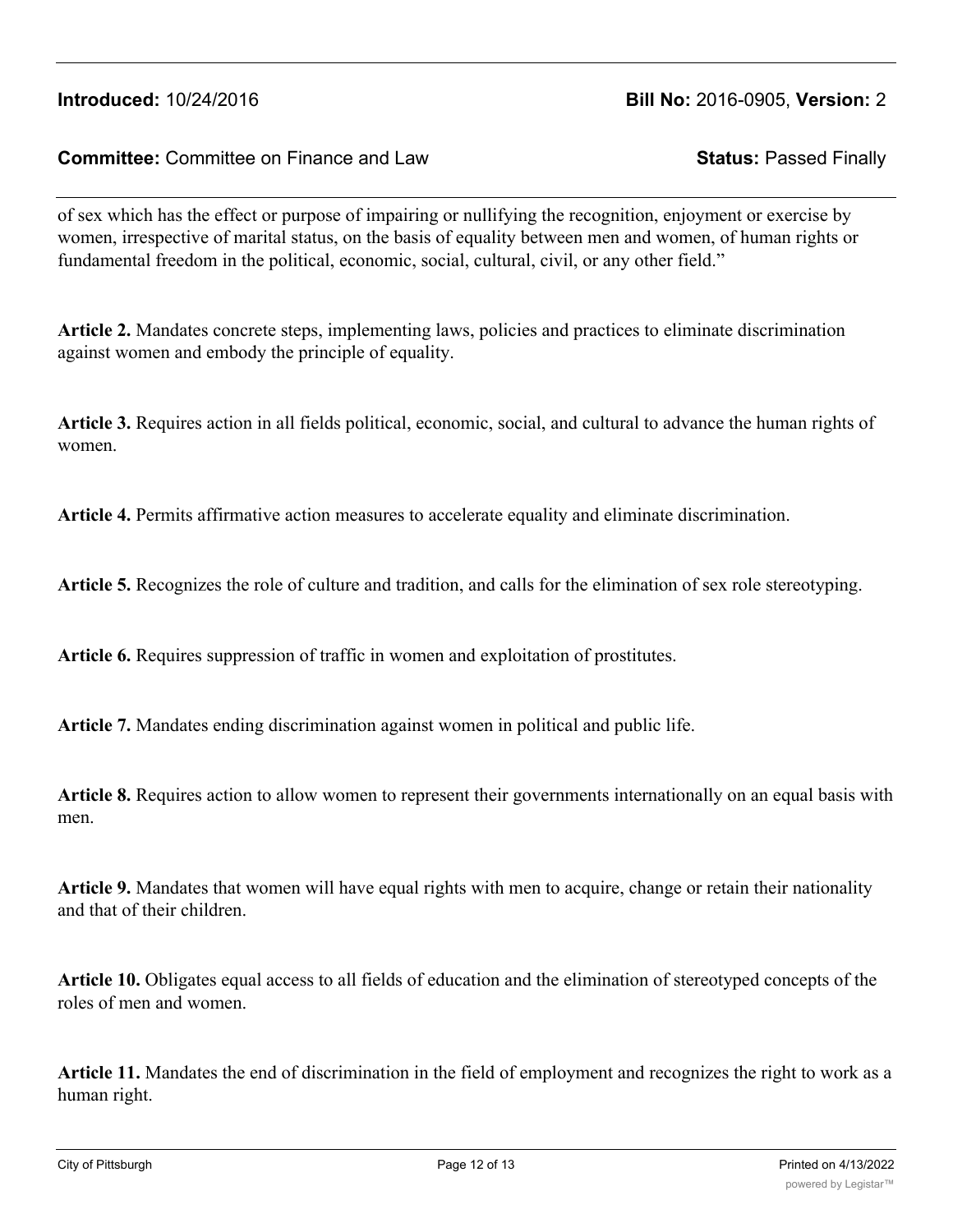of sex which has the effect or purpose of impairing or nullifying the recognition, enjoyment or exercise by women, irrespective of marital status, on the basis of equality between men and women, of human rights or fundamental freedom in the political, economic, social, cultural, civil, or any other field."

**Article 2.** Mandates concrete steps, implementing laws, policies and practices to eliminate discrimination against women and embody the principle of equality.

**Article 3.** Requires action in all fields political, economic, social, and cultural to advance the human rights of women.

**Article 4.** Permits affirmative action measures to accelerate equality and eliminate discrimination.

**Article 5.** Recognizes the role of culture and tradition, and calls for the elimination of sex role stereotyping.

**Article 6.** Requires suppression of traffic in women and exploitation of prostitutes.

**Article 7.** Mandates ending discrimination against women in political and public life.

**Article 8.** Requires action to allow women to represent their governments internationally on an equal basis with men.

**Article 9.** Mandates that women will have equal rights with men to acquire, change or retain their nationality and that of their children.

**Article 10.** Obligates equal access to all fields of education and the elimination of stereotyped concepts of the roles of men and women.

**Article 11.** Mandates the end of discrimination in the field of employment and recognizes the right to work as a human right.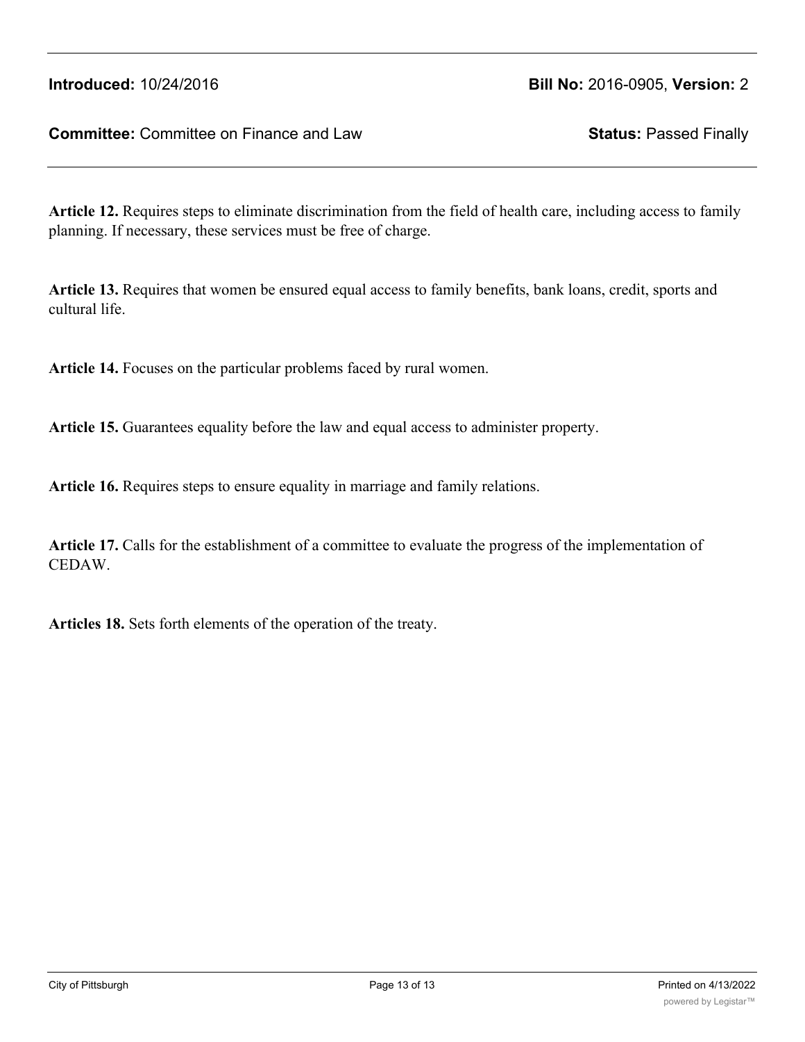**Article 12.** Requires steps to eliminate discrimination from the field of health care, including access to family planning. If necessary, these services must be free of charge.

**Article 13.** Requires that women be ensured equal access to family benefits, bank loans, credit, sports and cultural life.

**Article 14.** Focuses on the particular problems faced by rural women.

**Article 15.** Guarantees equality before the law and equal access to administer property.

**Article 16.** Requires steps to ensure equality in marriage and family relations.

**Article 17.** Calls for the establishment of a committee to evaluate the progress of the implementation of CEDAW.

**Articles 18.** Sets forth elements of the operation of the treaty.